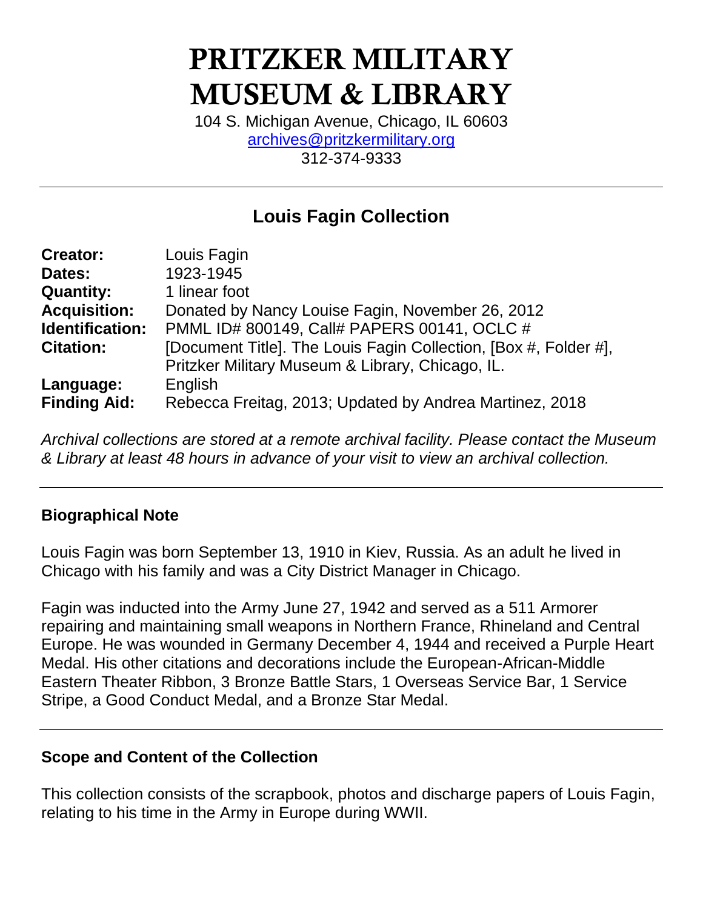# PRITZKER MILITARY MUSEUM & LIBRARY

104 S. Michigan Avenue, Chicago, IL 60603
archives@pritzkermilitary.org
312-374-9333

---

## Louis Fagin Collection

| | |
|---|---|
| **Creator:** | Louis Fagin |
| **Dates:** | 1923-1945 |
| **Quantity:** | 1 linear foot |
| **Acquisition:** | Donated by Nancy Louise Fagin, November 26, 2012 |
| **Identification:** | PMML ID# 800149, Call# PAPERS 00141, OCLC # |
| **Citation:** | [Document Title]. The Louis Fagin Collection, [Box #, Folder #], Pritzker Military Museum & Library, Chicago, IL. |
| **Language:** | English |
| **Finding Aid:** | Rebecca Freitag, 2013; Updated by Andrea Martinez, 2018 |

*Archival collections are stored at a remote archival facility. Please contact the Museum & Library at least 48 hours in advance of your visit to view an archival collection.*

---

### Biographical Note

Louis Fagin was born September 13, 1910 in Kiev, Russia. As an adult he lived in Chicago with his family and was a City District Manager in Chicago.

Fagin was inducted into the Army June 27, 1942 and served as a 511 Armorer repairing and maintaining small weapons in Northern France, Rhineland and Central Europe. He was wounded in Germany December 4, 1944 and received a Purple Heart Medal. His other citations and decorations include the European-African-Middle Eastern Theater Ribbon, 3 Bronze Battle Stars, 1 Overseas Service Bar, 1 Service Stripe, a Good Conduct Medal, and a Bronze Star Medal.

---

### Scope and Content of the Collection

This collection consists of the scrapbook, photos and discharge papers of Louis Fagin, relating to his time in the Army in Europe during WWII.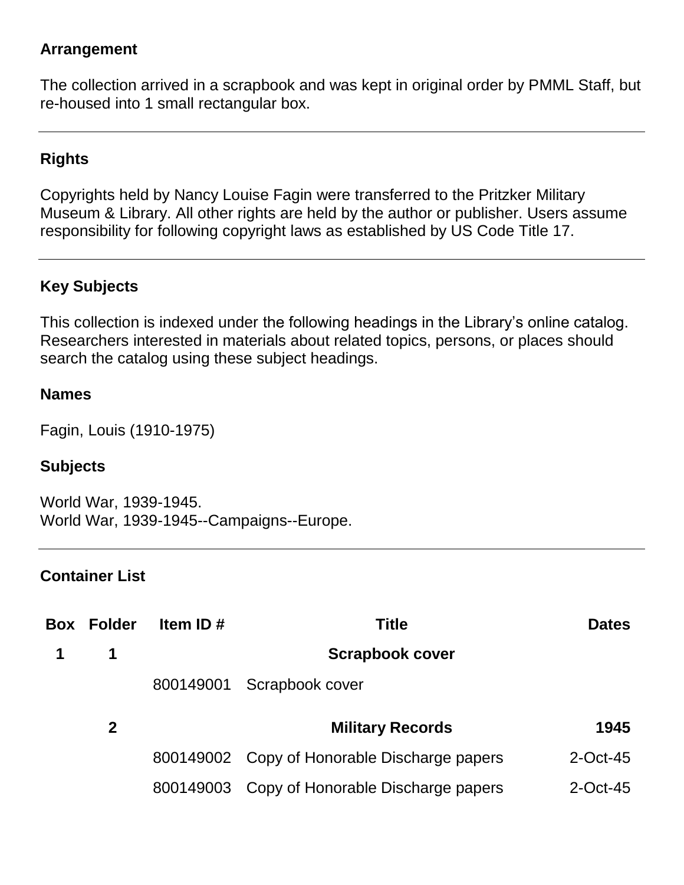## Arrangement

The collection arrived in a scrapbook and was kept in original order by PMML Staff, but re-housed into 1 small rectangular box.

---

## Rights

Copyrights held by Nancy Louise Fagin were transferred to the Pritzker Military Museum & Library. All other rights are held by the author or publisher. Users assume responsibility for following copyright laws as established by US Code Title 17.

---

## Key Subjects

This collection is indexed under the following headings in the Library's online catalog. Researchers interested in materials about related topics, persons, or places should search the catalog using these subject headings.

### Names

Fagin, Louis (1910-1975)

### Subjects

World War, 1939-1945.
World War, 1939-1945--Campaigns--Europe.

---

## Container List

| Box | Folder | Item ID # | Title | Dates |
|---|---|---|---|---|
| **1** | **1** | | **Scrapbook cover** | |
| | | 800149001 | Scrapbook cover | |
| | **2** | | **Military Records** | **1945** |
| | | 800149002 | Copy of Honorable Discharge papers | 2-Oct-45 |
| | | 800149003 | Copy of Honorable Discharge papers | 2-Oct-45 |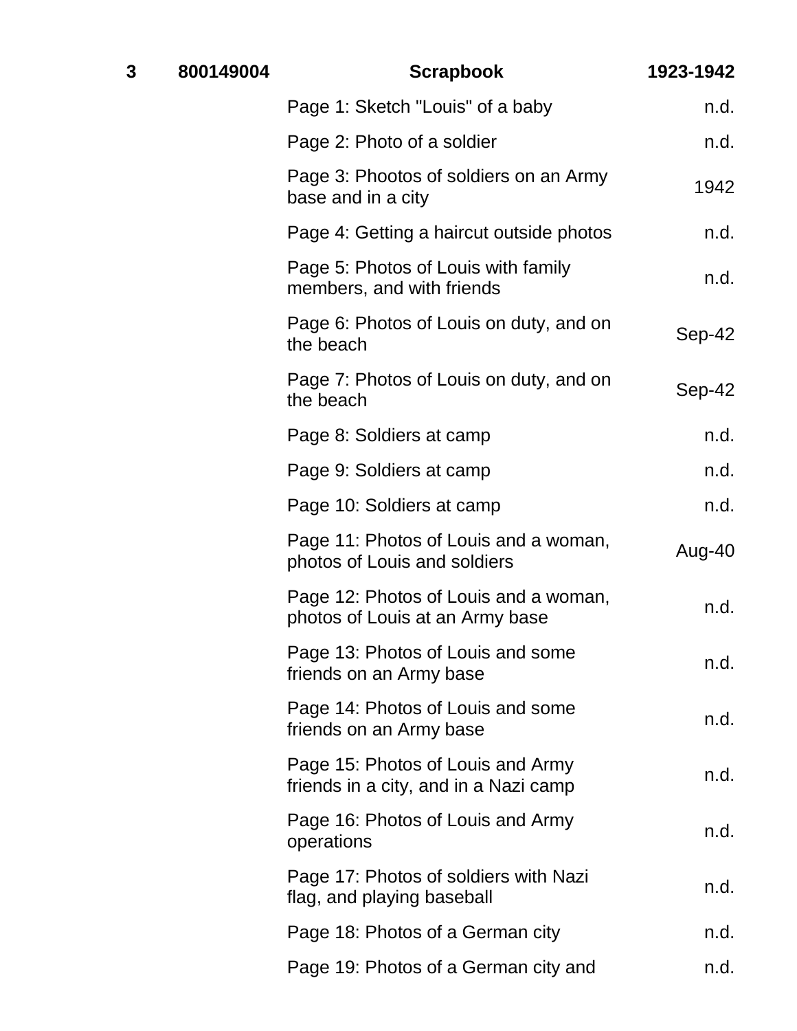| 3 | 800149004 | Scrapbook | 1923-1942 |
|---|---|---|---|
| | | Page 1: Sketch "Louis" of a baby | n.d. |
| | | Page 2: Photo of a soldier | n.d. |
| | | Page 3: Phootos of soldiers on an Army base and in a city | 1942 |
| | | Page 4: Getting a haircut outside photos | n.d. |
| | | Page 5: Photos of Louis with family members, and with friends | n.d. |
| | | Page 6: Photos of Louis on duty, and on the beach | Sep-42 |
| | | Page 7: Photos of Louis on duty, and on the beach | Sep-42 |
| | | Page 8: Soldiers at camp | n.d. |
| | | Page 9: Soldiers at camp | n.d. |
| | | Page 10: Soldiers at camp | n.d. |
| | | Page 11: Photos of Louis and a woman, photos of Louis and soldiers | Aug-40 |
| | | Page 12: Photos of Louis and a woman, photos of Louis at an Army base | n.d. |
| | | Page 13: Photos of Louis and some friends on an Army base | n.d. |
| | | Page 14: Photos of Louis and some friends on an Army base | n.d. |
| | | Page 15: Photos of Louis and Army friends in a city, and in a Nazi camp | n.d. |
| | | Page 16: Photos of Louis and Army operations | n.d. |
| | | Page 17: Photos of soldiers with Nazi flag, and playing baseball | n.d. |
| | | Page 18: Photos of a German city | n.d. |
| | | Page 19: Photos of a German city and | n.d. |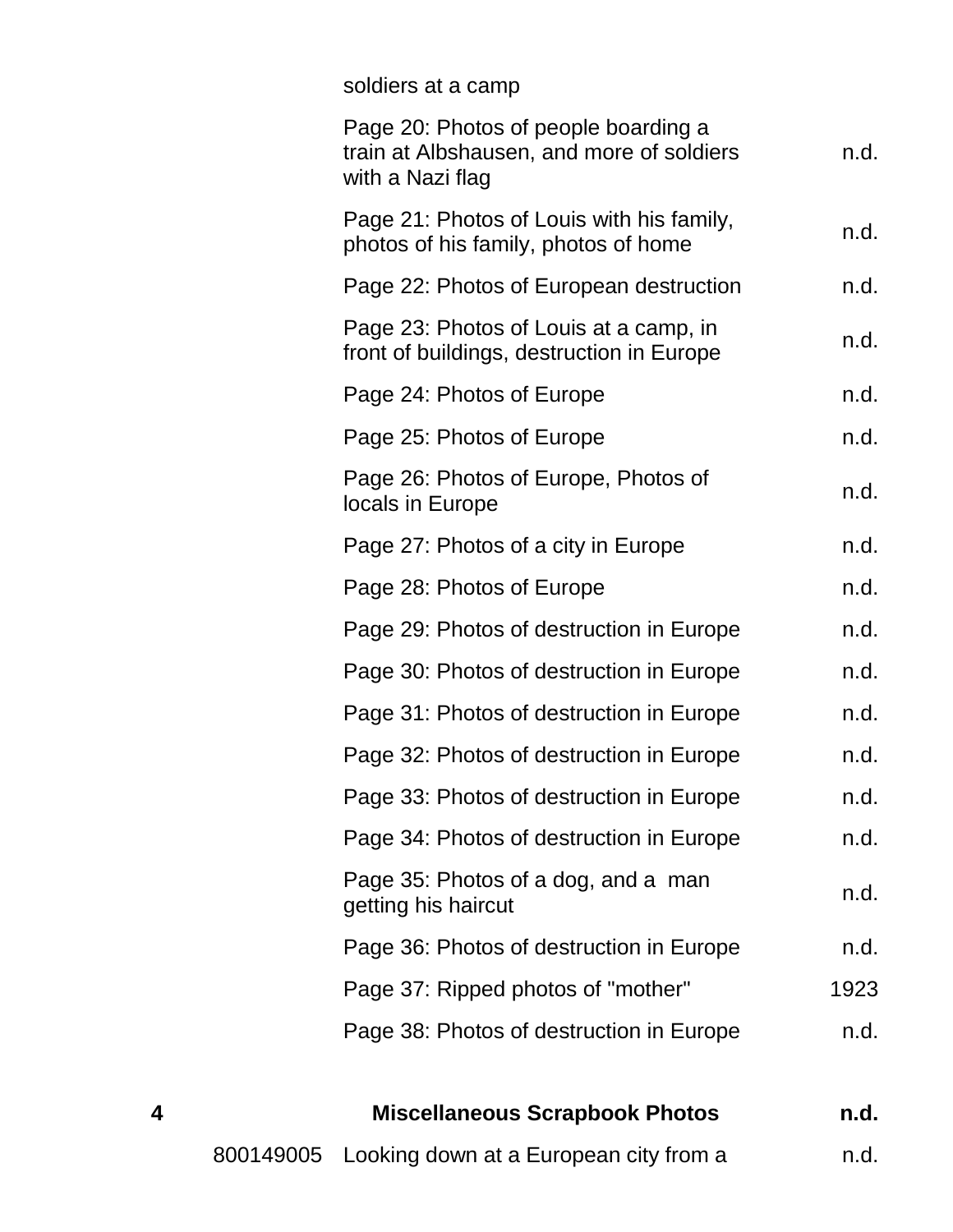| Box | Item | Description | Date |
|---|---|---|---|
| | | soldiers at a camp | |
| | | Page 20: Photos of people boarding a train at Albshausen, and more of soldiers with a Nazi flag | n.d. |
| | | Page 21: Photos of Louis with his family, photos of his family, photos of home | n.d. |
| | | Page 22: Photos of European destruction | n.d. |
| | | Page 23: Photos of Louis at a camp, in front of buildings, destruction in Europe | n.d. |
| | | Page 24: Photos of Europe | n.d. |
| | | Page 25: Photos of Europe | n.d. |
| | | Page 26: Photos of Europe, Photos of locals in Europe | n.d. |
| | | Page 27: Photos of a city in Europe | n.d. |
| | | Page 28: Photos of Europe | n.d. |
| | | Page 29: Photos of destruction in Europe | n.d. |
| | | Page 30: Photos of destruction in Europe | n.d. |
| | | Page 31: Photos of destruction in Europe | n.d. |
| | | Page 32: Photos of destruction in Europe | n.d. |
| | | Page 33: Photos of destruction in Europe | n.d. |
| | | Page 34: Photos of destruction in Europe | n.d. |
| | | Page 35: Photos of a dog, and a man getting his haircut | n.d. |
| | | Page 36: Photos of destruction in Europe | n.d. |
| | | Page 37: Ripped photos of "mother" | 1923 |
| | | Page 38: Photos of destruction in Europe | n.d. |
| **4** | | **Miscellaneous Scrapbook Photos** | **n.d.** |
| | 800149005 | Looking down at a European city from a | n.d. |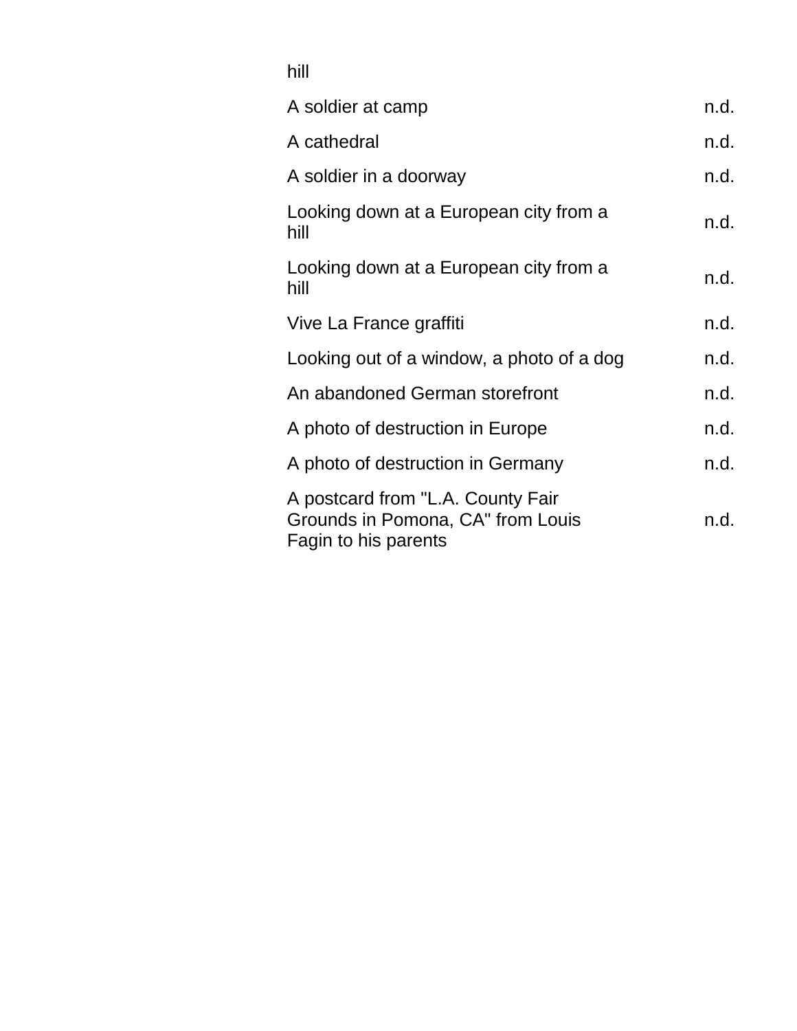| | |
|---|---|
| hill | |
| A soldier at camp | n.d. |
| A cathedral | n.d. |
| A soldier in a doorway | n.d. |
| Looking down at a European city from a hill | n.d. |
| Looking down at a European city from a hill | n.d. |
| Vive La France graffiti | n.d. |
| Looking out of a window, a photo of a dog | n.d. |
| An abandoned German storefront | n.d. |
| A photo of destruction in Europe | n.d. |
| A photo of destruction in Germany | n.d. |
| A postcard from "L.A. County Fair Grounds in Pomona, CA" from Louis Fagin to his parents | n.d. |